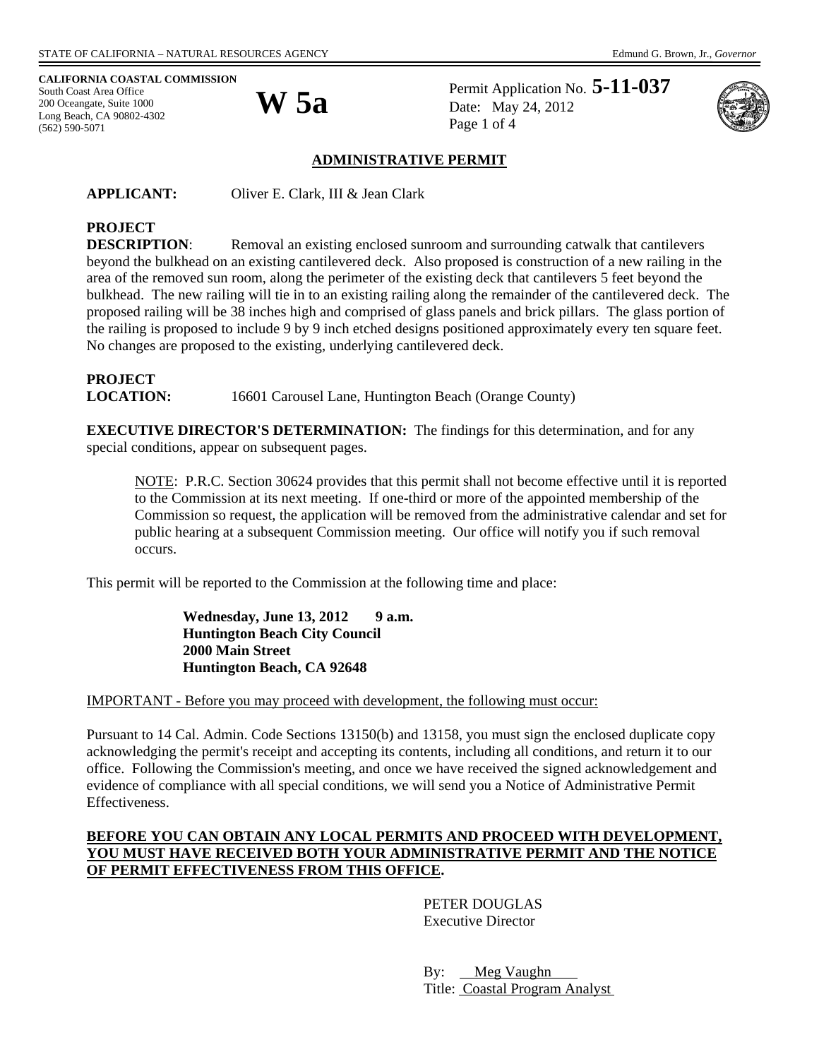STATE OF CALIFORNIA – NATURAL RESOURCES AGENCY Edmund G. Brown, Jr., *Governor*

**CALIFORNIA COASTAL COMMISSION**
South Coast Area Office
200 Oceangate, Suite 1000
Long Beach, CA 90802-4302
(562) 590-5071

# W 5a

Permit Application No. **5-11-037**
Date: May 24, 2012

## ADMINISTRATIVE PERMIT

**APPLICANT:** Oliver E. Clark, III & Jean Clark

**PROJECT DESCRIPTION**: Removal an existing enclosed sunroom and surrounding catwalk that cantilevers beyond the bulkhead on an existing cantilevered deck. Also proposed is construction of a new railing in the area of the removed sun room, along the perimeter of the existing deck that cantilevers 5 feet beyond the bulkhead. The new railing will tie in to an existing railing along the remainder of the cantilevered deck. The proposed railing will be 38 inches high and comprised of glass panels and brick pillars. The glass portion of the railing is proposed to include 9 by 9 inch etched designs positioned approximately every ten square feet. No changes are proposed to the existing, underlying cantilevered deck.

**PROJECT LOCATION:** 16601 Carousel Lane, Huntington Beach (Orange County)

**EXECUTIVE DIRECTOR'S DETERMINATION:** The findings for this determination, and for any special conditions, appear on subsequent pages.

> NOTE: P.R.C. Section 30624 provides that this permit shall not become effective until it is reported to the Commission at its next meeting. If one-third or more of the appointed membership of the Commission so request, the application will be removed from the administrative calendar and set for public hearing at a subsequent Commission meeting. Our office will notify you if such removal occurs.

This permit will be reported to the Commission at the following time and place:

**Wednesday, June 13, 2012 9 a.m.**
**Huntington Beach City Council**
**2000 Main Street**
**Huntington Beach, CA 92648**

IMPORTANT - Before you may proceed with development, the following must occur:

Pursuant to 14 Cal. Admin. Code Sections 13150(b) and 13158, you must sign the enclosed duplicate copy acknowledging the permit's receipt and accepting its contents, including all conditions, and return it to our office. Following the Commission's meeting, and once we have received the signed acknowledgement and evidence of compliance with all special conditions, we will send you a Notice of Administrative Permit Effectiveness.

**BEFORE YOU CAN OBTAIN ANY LOCAL PERMITS AND PROCEED WITH DEVELOPMENT, YOU MUST HAVE RECEIVED BOTH YOUR ADMINISTRATIVE PERMIT AND THE NOTICE OF PERMIT EFFECTIVENESS FROM THIS OFFICE.**

PETER DOUGLAS
Executive Director

By: Meg Vaughn
Title: Coastal Program Analyst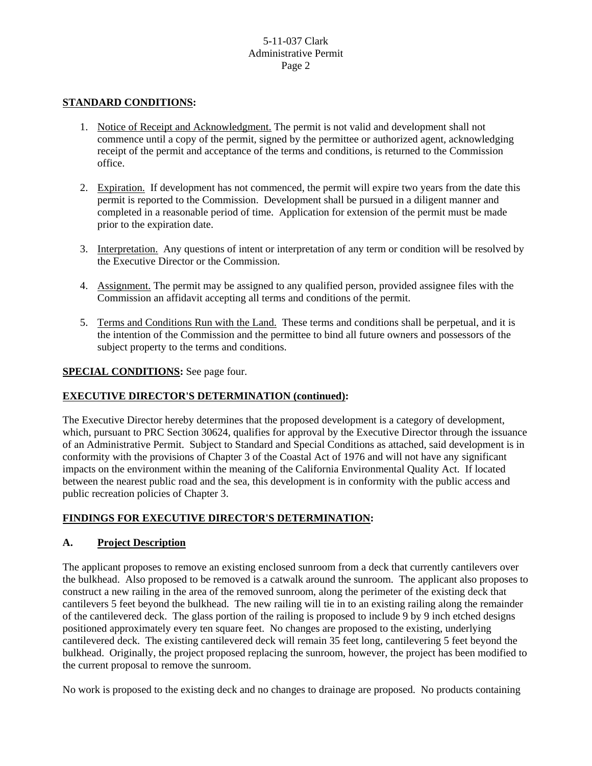**STANDARD CONDITIONS:**

1. Notice of Receipt and Acknowledgment. The permit is not valid and development shall not commence until a copy of the permit, signed by the permittee or authorized agent, acknowledging receipt of the permit and acceptance of the terms and conditions, is returned to the Commission office.

2. Expiration. If development has not commenced, the permit will expire two years from the date this permit is reported to the Commission. Development shall be pursued in a diligent manner and completed in a reasonable period of time. Application for extension of the permit must be made prior to the expiration date.

3. Interpretation. Any questions of intent or interpretation of any term or condition will be resolved by the Executive Director or the Commission.

4. Assignment. The permit may be assigned to any qualified person, provided assignee files with the Commission an affidavit accepting all terms and conditions of the permit.

5. Terms and Conditions Run with the Land. These terms and conditions shall be perpetual, and it is the intention of the Commission and the permittee to bind all future owners and possessors of the subject property to the terms and conditions.

**SPECIAL CONDITIONS:** See page four.

**EXECUTIVE DIRECTOR'S DETERMINATION (continued):**

The Executive Director hereby determines that the proposed development is a category of development, which, pursuant to PRC Section 30624, qualifies for approval by the Executive Director through the issuance of an Administrative Permit. Subject to Standard and Special Conditions as attached, said development is in conformity with the provisions of Chapter 3 of the Coastal Act of 1976 and will not have any significant impacts on the environment within the meaning of the California Environmental Quality Act. If located between the nearest public road and the sea, this development is in conformity with the public access and public recreation policies of Chapter 3.

**FINDINGS FOR EXECUTIVE DIRECTOR'S DETERMINATION:**

**A. Project Description**

The applicant proposes to remove an existing enclosed sunroom from a deck that currently cantilevers over the bulkhead. Also proposed to be removed is a catwalk around the sunroom. The applicant also proposes to construct a new railing in the area of the removed sunroom, along the perimeter of the existing deck that cantilevers 5 feet beyond the bulkhead. The new railing will tie in to an existing railing along the remainder of the cantilevered deck. The glass portion of the railing is proposed to include 9 by 9 inch etched designs positioned approximately every ten square feet. No changes are proposed to the existing, underlying cantilevered deck. The existing cantilevered deck will remain 35 feet long, cantilevering 5 feet beyond the bulkhead. Originally, the project proposed replacing the sunroom, however, the project has been modified to the current proposal to remove the sunroom.

No work is proposed to the existing deck and no changes to drainage are proposed. No products containing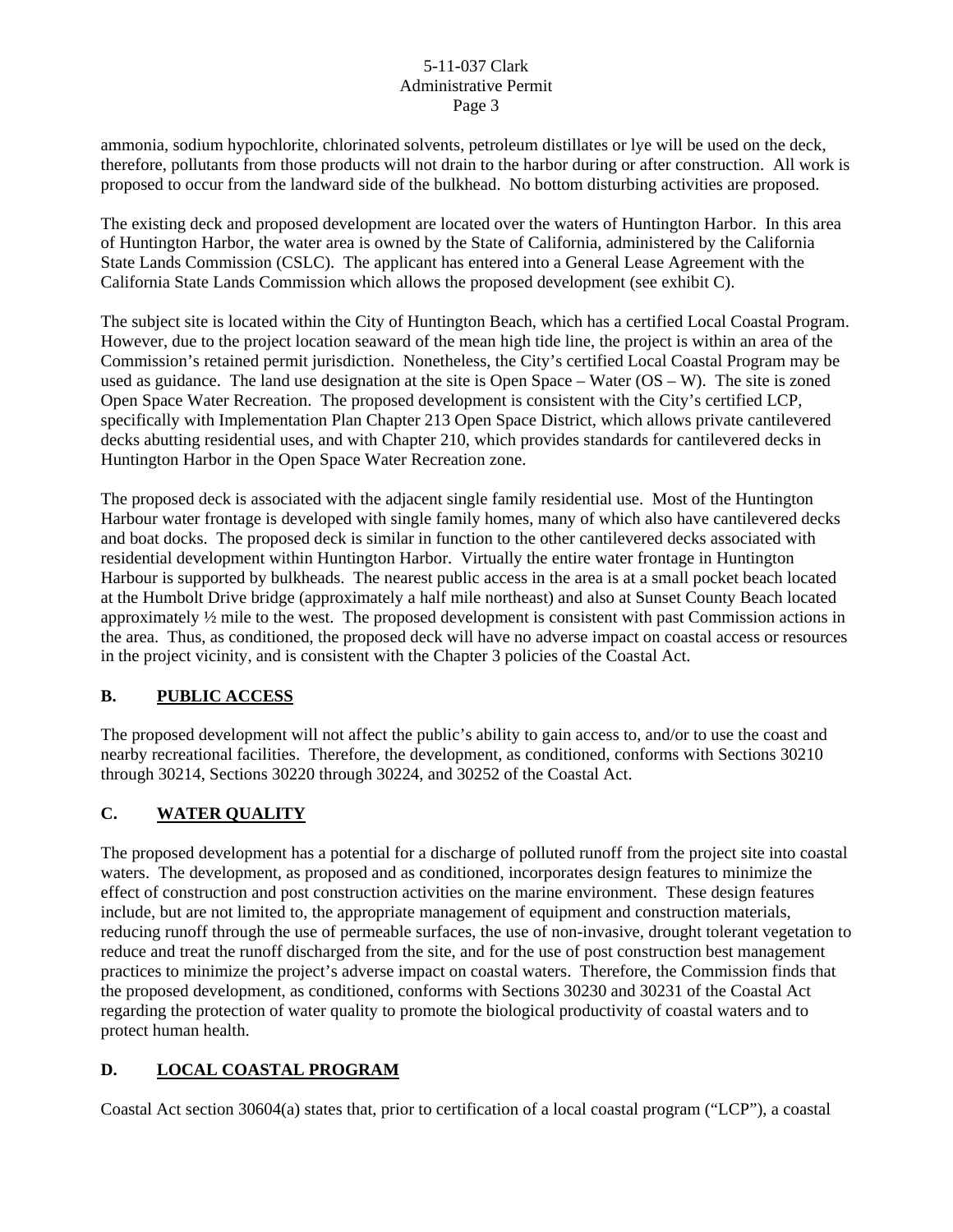ammonia, sodium hypochlorite, chlorinated solvents, petroleum distillates or lye will be used on the deck, therefore, pollutants from those products will not drain to the harbor during or after construction. All work is proposed to occur from the landward side of the bulkhead. No bottom disturbing activities are proposed.

The existing deck and proposed development are located over the waters of Huntington Harbor. In this area of Huntington Harbor, the water area is owned by the State of California, administered by the California State Lands Commission (CSLC). The applicant has entered into a General Lease Agreement with the California State Lands Commission which allows the proposed development (see exhibit C).

The subject site is located within the City of Huntington Beach, which has a certified Local Coastal Program. However, due to the project location seaward of the mean high tide line, the project is within an area of the Commission's retained permit jurisdiction. Nonetheless, the City's certified Local Coastal Program may be used as guidance. The land use designation at the site is Open Space – Water (OS – W). The site is zoned Open Space Water Recreation. The proposed development is consistent with the City's certified LCP, specifically with Implementation Plan Chapter 213 Open Space District, which allows private cantilevered decks abutting residential uses, and with Chapter 210, which provides standards for cantilevered decks in Huntington Harbor in the Open Space Water Recreation zone.

The proposed deck is associated with the adjacent single family residential use. Most of the Huntington Harbour water frontage is developed with single family homes, many of which also have cantilevered decks and boat docks. The proposed deck is similar in function to the other cantilevered decks associated with residential development within Huntington Harbor. Virtually the entire water frontage in Huntington Harbour is supported by bulkheads. The nearest public access in the area is at a small pocket beach located at the Humbolt Drive bridge (approximately a half mile northeast) and also at Sunset County Beach located approximately ½ mile to the west. The proposed development is consistent with past Commission actions in the area. Thus, as conditioned, the proposed deck will have no adverse impact on coastal access or resources in the project vicinity, and is consistent with the Chapter 3 policies of the Coastal Act.

## B. PUBLIC ACCESS

The proposed development will not affect the public's ability to gain access to, and/or to use the coast and nearby recreational facilities. Therefore, the development, as conditioned, conforms with Sections 30210 through 30214, Sections 30220 through 30224, and 30252 of the Coastal Act.

## C. WATER QUALITY

The proposed development has a potential for a discharge of polluted runoff from the project site into coastal waters. The development, as proposed and as conditioned, incorporates design features to minimize the effect of construction and post construction activities on the marine environment. These design features include, but are not limited to, the appropriate management of equipment and construction materials, reducing runoff through the use of permeable surfaces, the use of non-invasive, drought tolerant vegetation to reduce and treat the runoff discharged from the site, and for the use of post construction best management practices to minimize the project's adverse impact on coastal waters. Therefore, the Commission finds that the proposed development, as conditioned, conforms with Sections 30230 and 30231 of the Coastal Act regarding the protection of water quality to promote the biological productivity of coastal waters and to protect human health.

## D. LOCAL COASTAL PROGRAM

Coastal Act section 30604(a) states that, prior to certification of a local coastal program ("LCP"), a coastal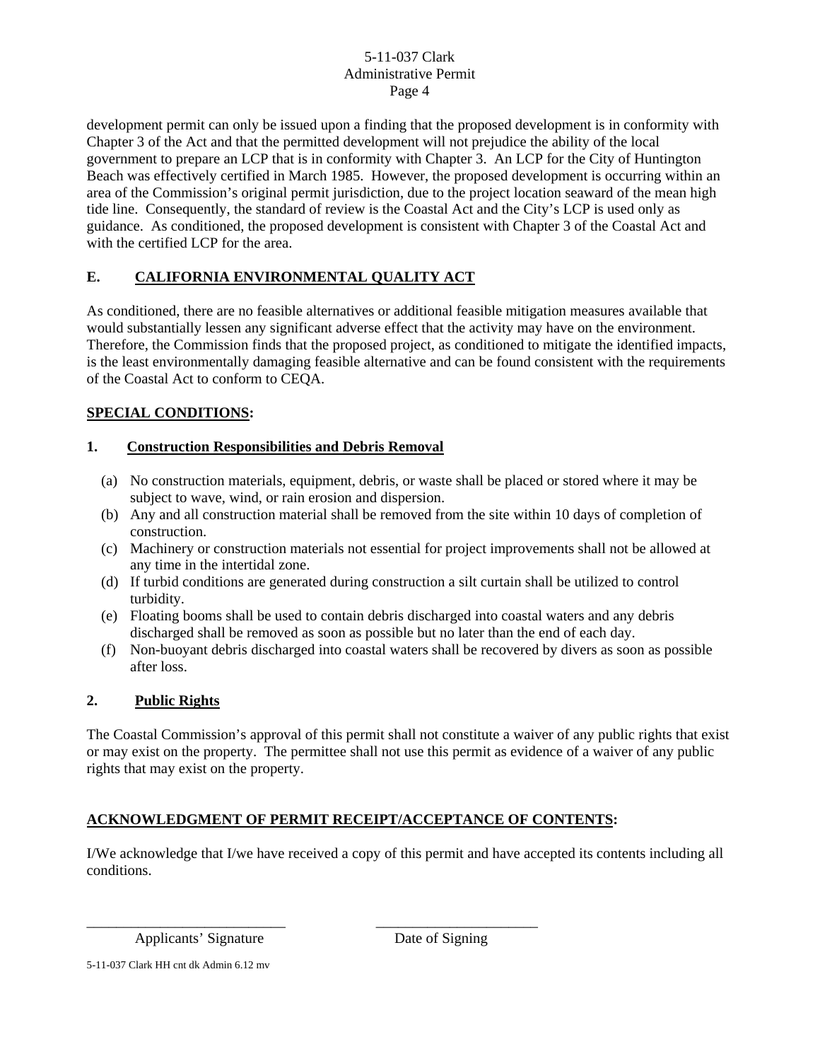development permit can only be issued upon a finding that the proposed development is in conformity with Chapter 3 of the Act and that the permitted development will not prejudice the ability of the local government to prepare an LCP that is in conformity with Chapter 3. An LCP for the City of Huntington Beach was effectively certified in March 1985. However, the proposed development is occurring within an area of the Commission's original permit jurisdiction, due to the project location seaward of the mean high tide line. Consequently, the standard of review is the Coastal Act and the City's LCP is used only as guidance. As conditioned, the proposed development is consistent with Chapter 3 of the Coastal Act and with the certified LCP for the area.

## E. CALIFORNIA ENVIRONMENTAL QUALITY ACT

As conditioned, there are no feasible alternatives or additional feasible mitigation measures available that would substantially lessen any significant adverse effect that the activity may have on the environment. Therefore, the Commission finds that the proposed project, as conditioned to mitigate the identified impacts, is the least environmentally damaging feasible alternative and can be found consistent with the requirements of the Coastal Act to conform to CEQA.

## SPECIAL CONDITIONS:

### 1. Construction Responsibilities and Debris Removal

(a) No construction materials, equipment, debris, or waste shall be placed or stored where it may be subject to wave, wind, or rain erosion and dispersion.
(b) Any and all construction material shall be removed from the site within 10 days of completion of construction.
(c) Machinery or construction materials not essential for project improvements shall not be allowed at any time in the intertidal zone.
(d) If turbid conditions are generated during construction a silt curtain shall be utilized to control turbidity.
(e) Floating booms shall be used to contain debris discharged into coastal waters and any debris discharged shall be removed as soon as possible but no later than the end of each day.
(f) Non-buoyant debris discharged into coastal waters shall be recovered by divers as soon as possible after loss.

### 2. Public Rights

The Coastal Commission's approval of this permit shall not constitute a waiver of any public rights that exist or may exist on the property. The permittee shall not use this permit as evidence of a waiver of any public rights that may exist on the property.

## ACKNOWLEDGMENT OF PERMIT RECEIPT/ACCEPTANCE OF CONTENTS:

I/We acknowledge that I/we have received a copy of this permit and have accepted its contents including all conditions.

\_\_\_\_\_\_\_\_\_\_\_\_\_\_\_\_\_\_\_\_\_\_\_\_\_\_\_\_ &nbsp;&nbsp;&nbsp;&nbsp; \_\_\_\_\_\_\_\_\_\_\_\_\_\_\_\_\_\_\_\_\_\_\_

Applicants' Signature &nbsp;&nbsp;&nbsp;&nbsp; Date of Signing

5-11-037 Clark HH cnt dk Admin 6.12 mv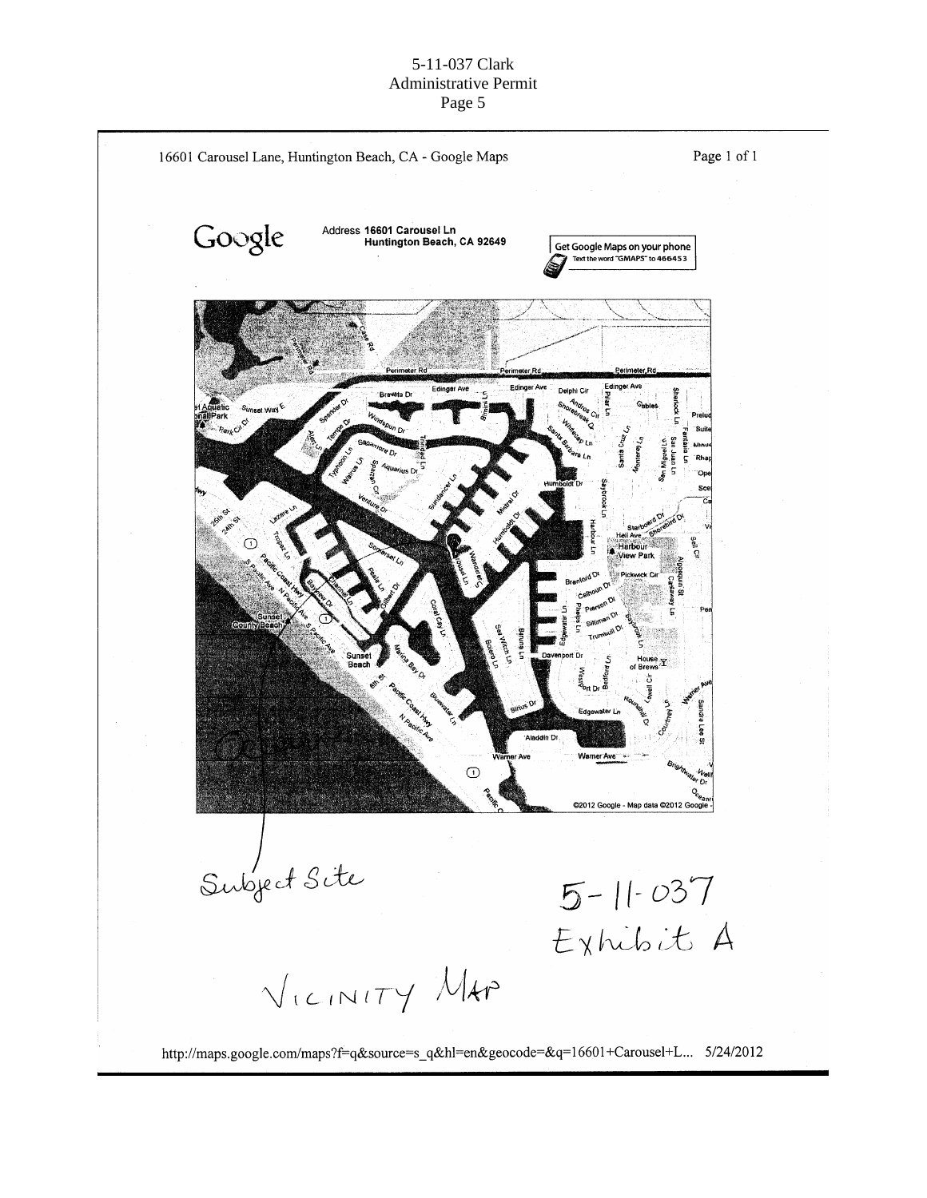16601 Carousel Lane, Huntington Beach, CA - Google Maps

Page 1 of 1

Google

Address **16601 Carousel Ln**
**Huntington Beach, CA 92649**

Get Google Maps on your phone
Text the word "GMAPS" to 466453

©2012 Google - Map data ©2012 Google

Subject Site

5-11-037
Exhibit A

VICINITY MAP

http://maps.google.com/maps?f=q&source=s_q&hl=en&geocode=&q=16601+Carousel+L... 5/24/2012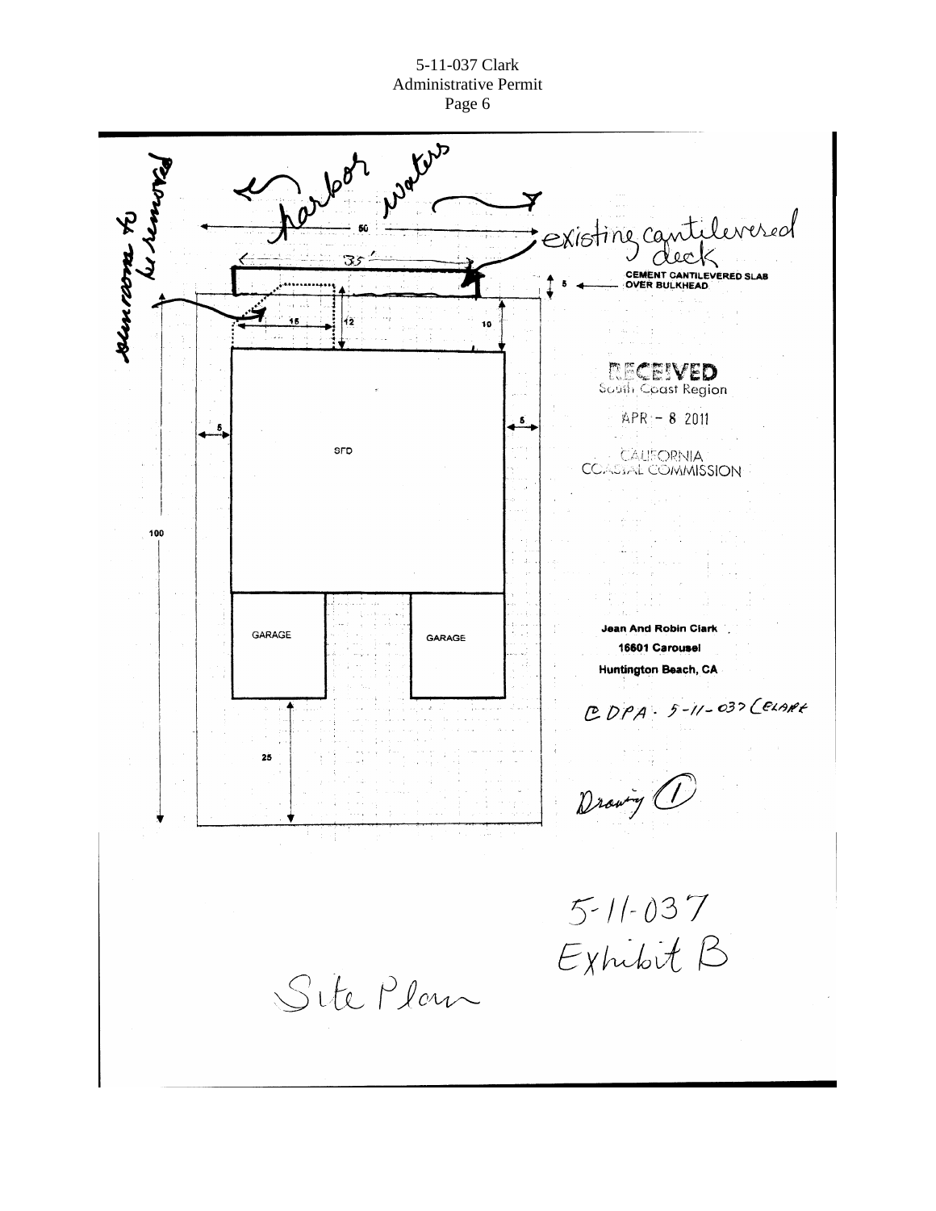5-11-037 Clark
Administrative Permit

harbor waters

50

35'

existing cantilevered deck

CEMENT CANTILEVERED SLAB OVER BULKHEAD

5

sunroom to be removed

15

12

10

RECEIVED
South Coast Region

APR - 8 2011

CALIFORNIA
COASTAL COMMISSION

5

5

SFD

100

GARAGE

GARAGE

Jean And Robin Clark
16601 Carousel
Huntington Beach, CA

CDPA - 5-11-037 CLARK

Drawing (1)

25

5-11-037
Exhibit B

Site Plan